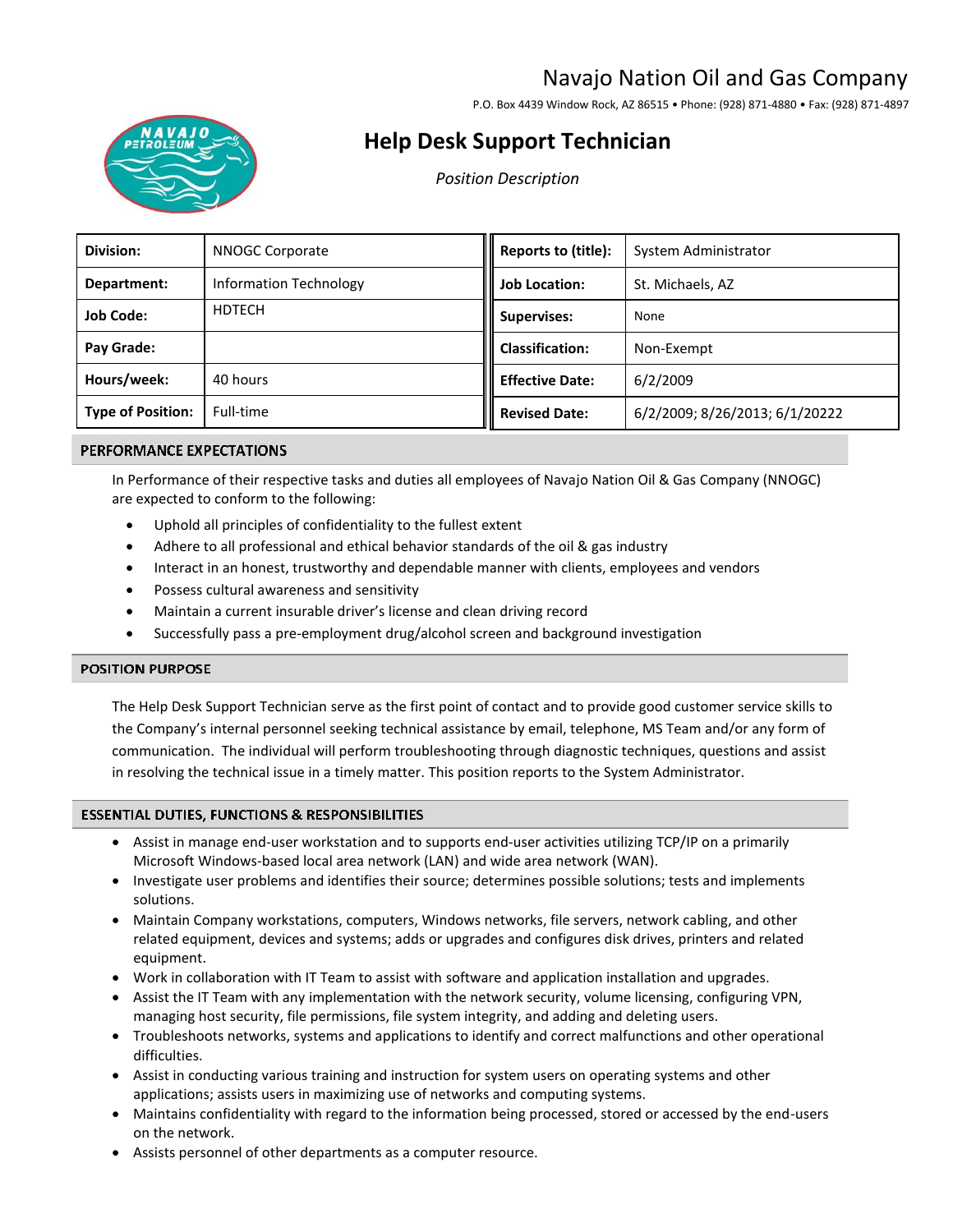# Navajo Nation Oil and Gas Company

P.O. Box 4439 Window Rock, AZ 86515 • Phone: (928) 871-4880 • Fax: (928) 871-4897

## Help Desk Support Technician

*Position Description*

| **Division:** | NNOGC Corporate | **Reports to (title):** | System Administrator |
|---|---|---|---|
| **Department:** | Information Technology | **Job Location:** | St. Michaels, AZ |
| **Job Code:** | HDTECH | **Supervises:** | None |
| **Pay Grade:** | | **Classification:** | Non-Exempt |
| **Hours/week:** | 40 hours | **Effective Date:** | 6/2/2009 |
| **Type of Position:** | Full-time | **Revised Date:** | 6/2/2009; 8/26/2013; 6/1/20222 |

### PERFORMANCE EXPECTATIONS

In Performance of their respective tasks and duties all employees of Navajo Nation Oil & Gas Company (NNOGC) are expected to conform to the following:

- Uphold all principles of confidentiality to the fullest extent
- Adhere to all professional and ethical behavior standards of the oil & gas industry
- Interact in an honest, trustworthy and dependable manner with clients, employees and vendors
- Possess cultural awareness and sensitivity
- Maintain a current insurable driver's license and clean driving record
- Successfully pass a pre-employment drug/alcohol screen and background investigation

### POSITION PURPOSE

The Help Desk Support Technician serve as the first point of contact and to provide good customer service skills to the Company's internal personnel seeking technical assistance by email, telephone, MS Team and/or any form of communication. The individual will perform troubleshooting through diagnostic techniques, questions and assist in resolving the technical issue in a timely matter. This position reports to the System Administrator.

### ESSENTIAL DUTIES, FUNCTIONS & RESPONSIBILITIES

- Assist in manage end-user workstation and to supports end-user activities utilizing TCP/IP on a primarily Microsoft Windows-based local area network (LAN) and wide area network (WAN).
- Investigate user problems and identifies their source; determines possible solutions; tests and implements solutions.
- Maintain Company workstations, computers, Windows networks, file servers, network cabling, and other related equipment, devices and systems; adds or upgrades and configures disk drives, printers and related equipment.
- Work in collaboration with IT Team to assist with software and application installation and upgrades.
- Assist the IT Team with any implementation with the network security, volume licensing, configuring VPN, managing host security, file permissions, file system integrity, and adding and deleting users.
- Troubleshoots networks, systems and applications to identify and correct malfunctions and other operational difficulties.
- Assist in conducting various training and instruction for system users on operating systems and other applications; assists users in maximizing use of networks and computing systems.
- Maintains confidentiality with regard to the information being processed, stored or accessed by the end-users on the network.
- Assists personnel of other departments as a computer resource.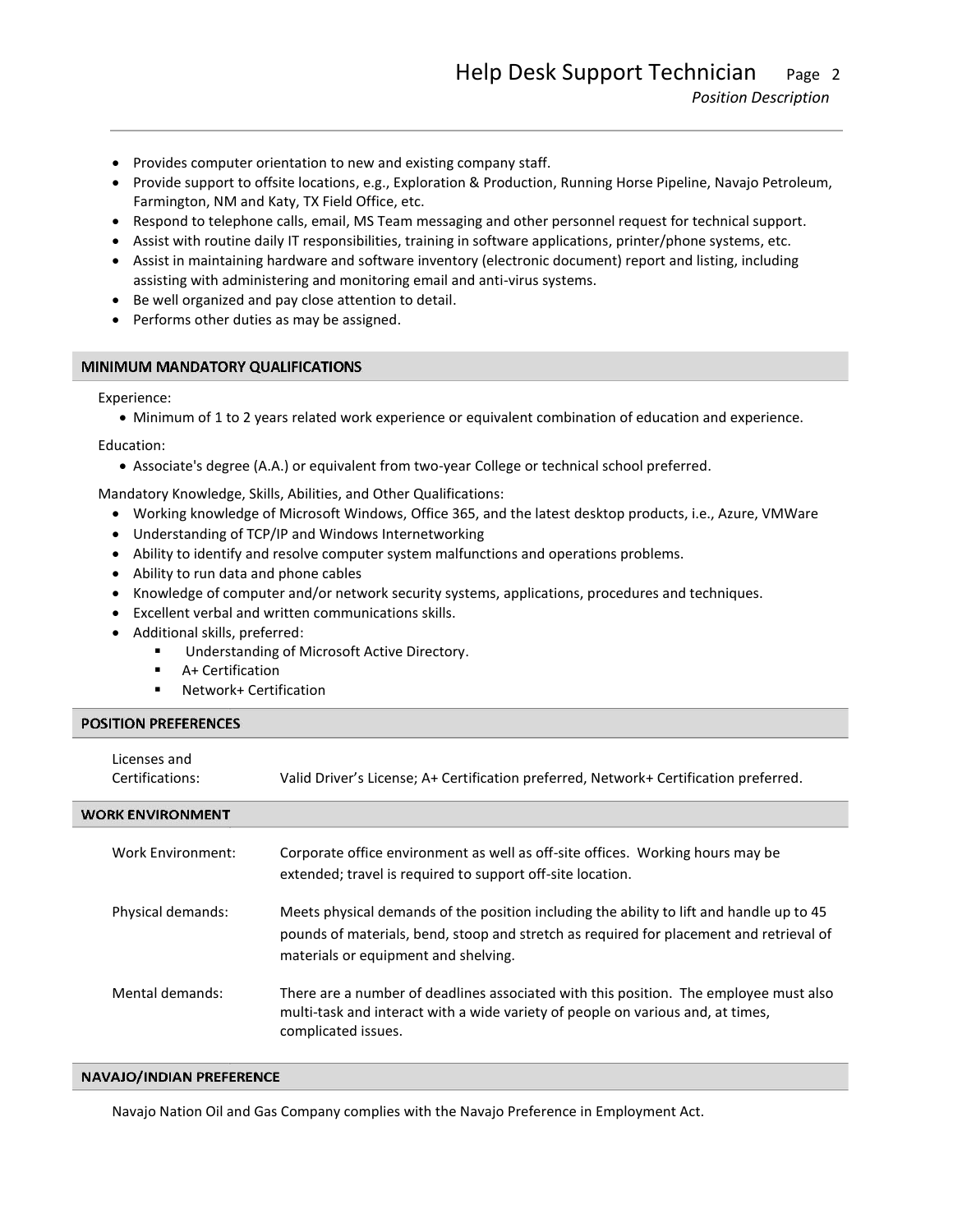- Provides computer orientation to new and existing company staff.
- Provide support to offsite locations, e.g., Exploration & Production, Running Horse Pipeline, Navajo Petroleum, Farmington, NM and Katy, TX Field Office, etc.
- Respond to telephone calls, email, MS Team messaging and other personnel request for technical support.
- Assist with routine daily IT responsibilities, training in software applications, printer/phone systems, etc.
- Assist in maintaining hardware and software inventory (electronic document) report and listing, including assisting with administering and monitoring email and anti-virus systems.
- Be well organized and pay close attention to detail.
- Performs other duties as may be assigned.

## MINIMUM MANDATORY QUALIFICATIONS

Experience:

- Minimum of 1 to 2 years related work experience or equivalent combination of education and experience.

Education:

- Associate's degree (A.A.) or equivalent from two-year College or technical school preferred.

Mandatory Knowledge, Skills, Abilities, and Other Qualifications:

- Working knowledge of Microsoft Windows, Office 365, and the latest desktop products, i.e., Azure, VMWare
- Understanding of TCP/IP and Windows Internetworking
- Ability to identify and resolve computer system malfunctions and operations problems.
- Ability to run data and phone cables
- Knowledge of computer and/or network security systems, applications, procedures and techniques.
- Excellent verbal and written communications skills.
- Additional skills, preferred:
  - Understanding of Microsoft Active Directory.
  - A+ Certification
  - Network+ Certification

## POSITION PREFERENCES

| | |
|---|---|
| Licenses and Certifications: | Valid Driver's License; A+ Certification preferred, Network+ Certification preferred. |

## WORK ENVIRONMENT

| | |
|---|---|
| Work Environment: | Corporate office environment as well as off-site offices. Working hours may be extended; travel is required to support off-site location. |
| Physical demands: | Meets physical demands of the position including the ability to lift and handle up to 45 pounds of materials, bend, stoop and stretch as required for placement and retrieval of materials or equipment and shelving. |
| Mental demands: | There are a number of deadlines associated with this position. The employee must also multi-task and interact with a wide variety of people on various and, at times, complicated issues. |

## NAVAJO/INDIAN PREFERENCE

Navajo Nation Oil and Gas Company complies with the Navajo Preference in Employment Act.